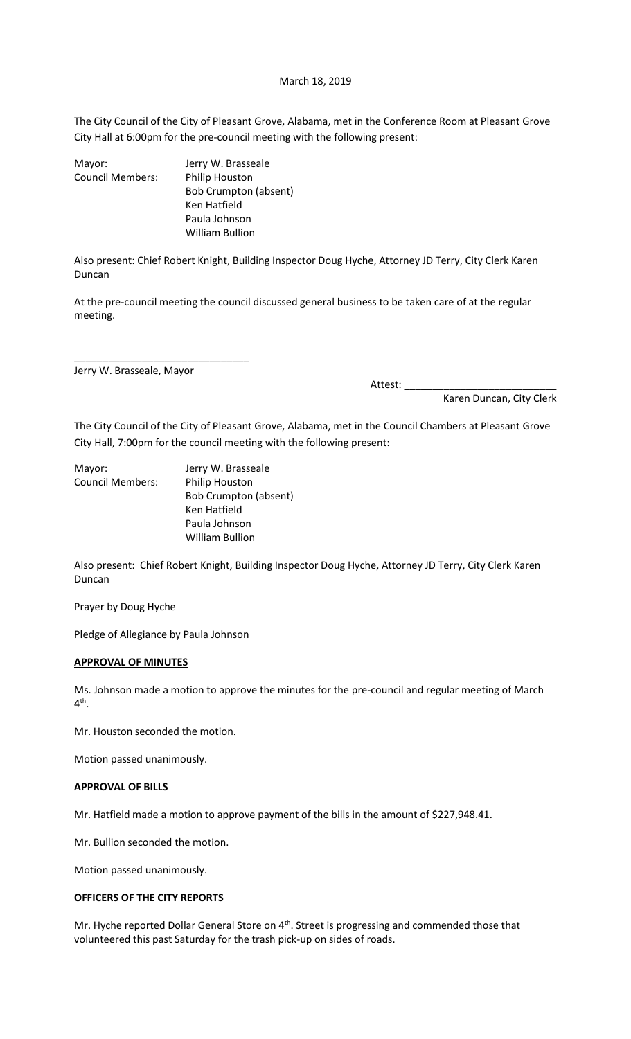March 18, 2019

The City Council of the City of Pleasant Grove, Alabama, met in the Conference Room at Pleasant Grove City Hall at 6:00pm for the pre-council meeting with the following present:

| | |
|---|---|
| Mayor: | Jerry W. Brasseale |
| Council Members: | Philip Houston |
| | Bob Crumpton (absent) |
| | Ken Hatfield |
| | Paula Johnson |
| | William Bullion |

Also present: Chief Robert Knight, Building Inspector Doug Hyche, Attorney JD Terry, City Clerk Karen Duncan

At the pre-council meeting the council discussed general business to be taken care of at the regular meeting.

\_\_\_\_\_\_\_\_\_\_\_\_\_\_\_\_\_\_\_\_\_\_\_\_\_\_\_\_\_\_\_
Jerry W. Brasseale, Mayor

Attest: \_\_\_\_\_\_\_\_\_\_\_\_\_\_\_\_\_\_\_\_\_\_\_\_\_\_\_
Karen Duncan, City Clerk

The City Council of the City of Pleasant Grove, Alabama, met in the Council Chambers at Pleasant Grove City Hall, 7:00pm for the council meeting with the following present:

| | |
|---|---|
| Mayor: | Jerry W. Brasseale |
| Council Members: | Philip Houston |
| | Bob Crumpton (absent) |
| | Ken Hatfield |
| | Paula Johnson |
| | William Bullion |

Also present: Chief Robert Knight, Building Inspector Doug Hyche, Attorney JD Terry, City Clerk Karen Duncan

Prayer by Doug Hyche

Pledge of Allegiance by Paula Johnson

**APPROVAL OF MINUTES**

Ms. Johnson made a motion to approve the minutes for the pre-council and regular meeting of March 4th.

Mr. Houston seconded the motion.

Motion passed unanimously.

**APPROVAL OF BILLS**

Mr. Hatfield made a motion to approve payment of the bills in the amount of $227,948.41.

Mr. Bullion seconded the motion.

Motion passed unanimously.

**OFFICERS OF THE CITY REPORTS**

Mr. Hyche reported Dollar General Store on 4th. Street is progressing and commended those that volunteered this past Saturday for the trash pick-up on sides of roads.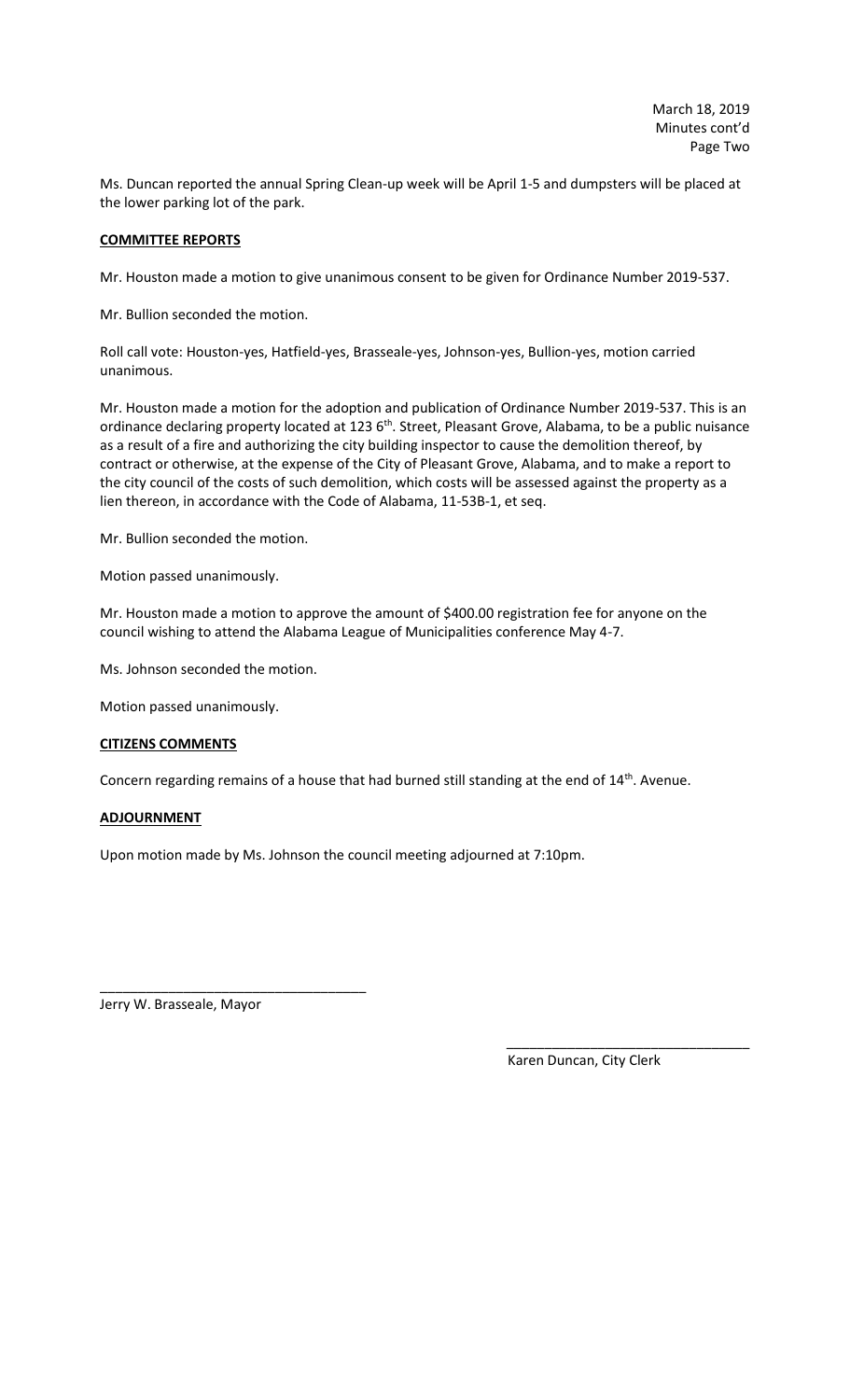March 18, 2019
Minutes cont'd
Page Two

Ms. Duncan reported the annual Spring Clean-up week will be April 1-5 and dumpsters will be placed at the lower parking lot of the park.

**COMMITTEE REPORTS**

Mr. Houston made a motion to give unanimous consent to be given for Ordinance Number 2019-537.

Mr. Bullion seconded the motion.

Roll call vote: Houston-yes, Hatfield-yes, Brasseale-yes, Johnson-yes, Bullion-yes, motion carried unanimous.

Mr. Houston made a motion for the adoption and publication of Ordinance Number 2019-537. This is an ordinance declaring property located at 123 6th. Street, Pleasant Grove, Alabama, to be a public nuisance as a result of a fire and authorizing the city building inspector to cause the demolition thereof, by contract or otherwise, at the expense of the City of Pleasant Grove, Alabama, and to make a report to the city council of the costs of such demolition, which costs will be assessed against the property as a lien thereon, in accordance with the Code of Alabama, 11-53B-1, et seq.

Mr. Bullion seconded the motion.

Motion passed unanimously.

Mr. Houston made a motion to approve the amount of $400.00 registration fee for anyone on the council wishing to attend the Alabama League of Municipalities conference May 4-7.

Ms. Johnson seconded the motion.

Motion passed unanimously.

**CITIZENS COMMENTS**

Concern regarding remains of a house that had burned still standing at the end of 14th. Avenue.

**ADJOURNMENT**

Upon motion made by Ms. Johnson the council meeting adjourned at 7:10pm.

___________________________________
Jerry W. Brasseale, Mayor

___________________________________
Karen Duncan, City Clerk